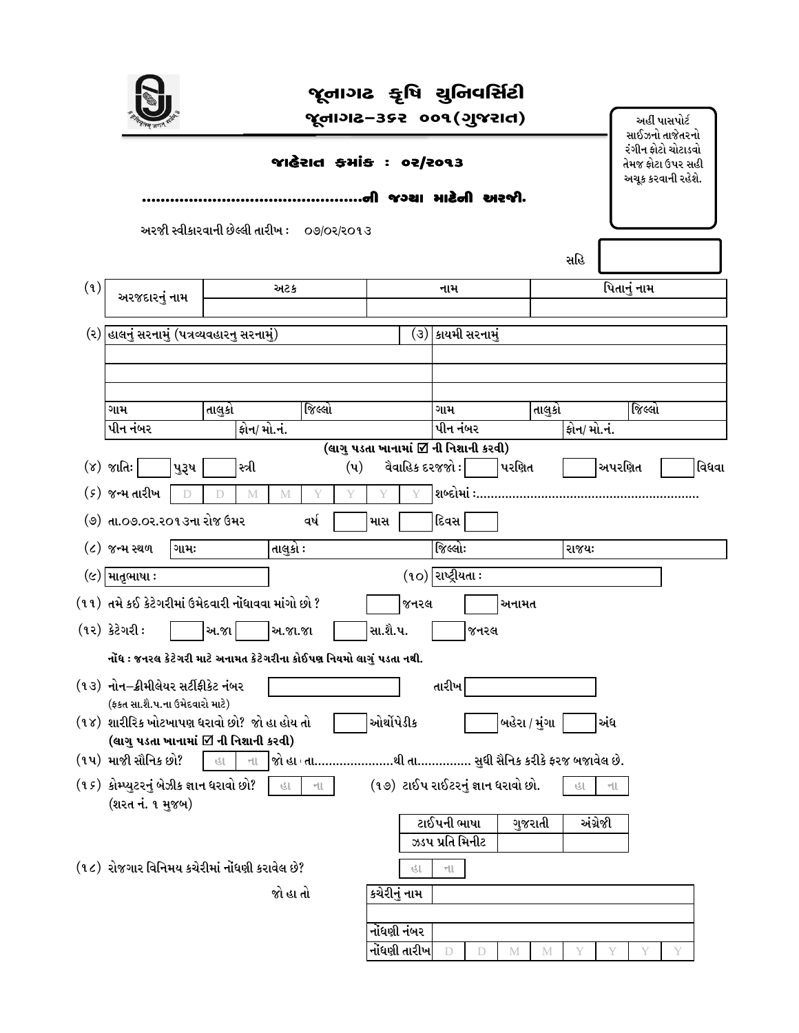# જૂનાગઢ કૃષિ યુનિવર્સિટી

## જૂનાગઢ–૩૬૨ ૦૦૧(ગુજરાત)

અહીં પાસપોર્ટ સાઈઝનો તાજેતરનો રંગીન ફોટો ચોટાડવો તેમજ ફોટા ઉપર સહી અચૂક કરવાની રહેશે.

### જાહેરાત ક્રમાંક : ૦૨/૨૦૧૩

### ...............................................ની જગ્યા માટેની અરજી.

અરજી સ્વીકારવાની છેલ્લી તારીખ : ૦૭/૦૨/૨૦૧૩

સહિ

| (૧) | અરજદારનું નામ | અટક | નામ | પિતાનું નામ |
|---|---|---|---|---|
| | | | | |

| (૨) હાલનું સરનામું (પત્રવ્યવહારનુ સરનામું) | | | (૩) કાયમી સરનામું | | |
|---|---|---|---|---|---|
| | | | | | |
| | | | | | |
| | | | | | |
| ગામ | તાલુકો | જિલ્લો | ગામ | તાલુકો | જિલ્લો |
| પીન નંબર | ફોન/ મો.નં. | | પીન નંબર | ફોન/ મો.નં. | |

**(લાગુ પડતા ખાનામાં ☑ ની નિશાની કરવી)**

(૪) જાતિઃ ☐ પુરૂષ ☐ સ્ત્રી (૫) વૈવાહિક દરજ્જો : ☐ પરણિત ☐ અપરણિત ☐ વિધવા

(૬) જન્મ તારીખ D D M M Y Y Y Y શબ્દોમાં :............................................................

(૭) તા.૦૭.૦૨.૨૦૧૩ના રોજ ઉંમર વર્ષ ☐ માસ ☐ દિવસ ☐

| (૮) જન્મ સ્થળ | ગામઃ | તાલુકો : | જિલ્લોઃ | રાજયઃ |
|---|---|---|---|---|

(૯) માતૃભાષા : ☐ (૧૦) રાષ્ટ્રીયતા : ☐

(૧૧) તમે કઈ કેટેગરીમાં ઉમેદવારી નોંધાવવા માંગો છો ? ☐ જનરલ ☐ અનામત

(૧૨) કેટેગરી : ☐ અ.જા ☐ અ.જા.જા ☐ સા.શૈ.પ. ☐ જનરલ

**નોંધ : જનરલ કેટેગરી માટે અનામત કેટેગરીના કોઈપણ નિયમો લાગું પડતા નથી.**

(૧૩) નોન–ક્રીમીલેયર સર્ટીફીકેટ નંબર ☐ તારીખ ☐
(ફકત સા.શૈ.પ.ના ઉમેદવારો માટે)

(૧૪) શારીરિક ખોટખાપણ ધરાવો છો? જો હા હોય તો ☐ ઓર્થોપેડીક ☐ બહેરા / મુંગા ☐ અંધ
**(લાગુ પડતા ખાનામાં ☑ ની નિશાની કરવી)**

(૧૫) માજી સૈનિક છો? હા ના જો હા તો તા......................થી તા............... સુધી સૈનિક કરીકે ફરજ બજાવેલ છે.

(૧૬) કોમ્પ્યુટરનું બેઝીક જ્ઞાન ધરાવો છો? હા ના (૧૭) ટાઈપ રાઈટરનું જ્ઞાન ધરાવો છો. હા ના
(શરત નં. ૧ મુજબ)

| ટાઈપની ભાષા | ગુજરાતી | અંગ્રેજી |
|---|---|---|
| ઝડપ પ્રતિ મિનીટ | | |

(૧૮) રોજગાર વિનિમય કચેરીમાં નોંધણી કરાવેલ છે? હા ના

જો હા તો

| કચેરીનું નામ | |
|---|---|
| | |
| નોંધણી નંબર | |
| નોંધણી તારીખ | D D M M Y Y Y Y |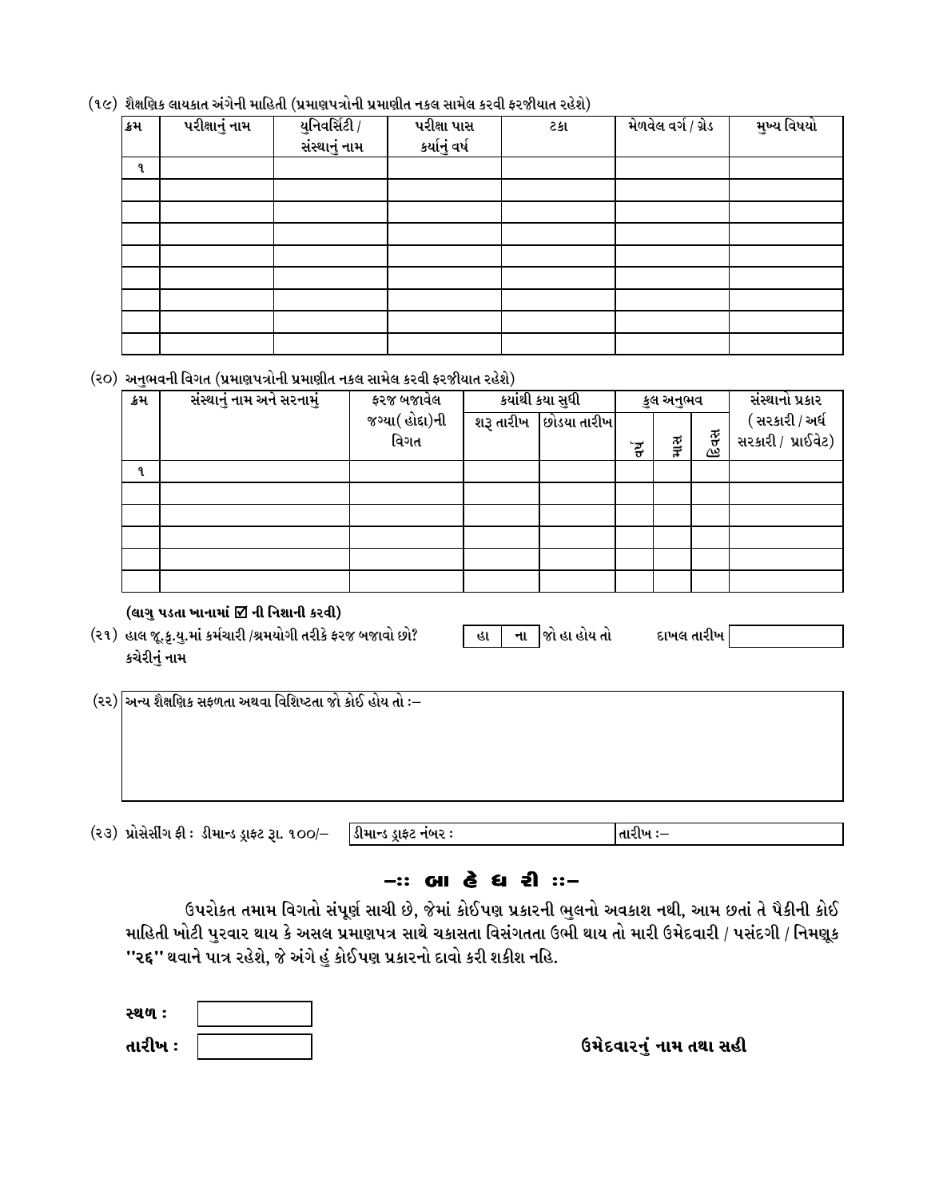(૧૯) શૈક્ષણિક લાયકાત અંગેની માહિતી (પ્રમાણપત્રોની પ્રમાણીત નકલ સામેલ કરવી ફરજીયાત રહેશે)

| ક્રમ | પરીક્ષાનું નામ | યુનિવર્સિટી / સંસ્થાનું નામ | પરીક્ષા પાસ કર્યાનું વર્ષ | ટકા | મેળવેલ વર્ગ / ગ્રેડ | મુખ્ય વિષયો |
|---|---|---|---|---|---|---|
| ૧ | | | | | | |
| | | | | | | |
| | | | | | | |
| | | | | | | |
| | | | | | | |
| | | | | | | |
| | | | | | | |
| | | | | | | |
| | | | | | | |

(૨૦) અનુભવની વિગત (પ્રમાણપત્રોની પ્રમાણીત નકલ સામેલ કરવી ફરજીયાત રહેશે)

| ક્રમ | સંસ્થાનું નામ અને સરનામું | ફરજ બજાવેલ જગ્યા(હોદ્દા)ની વિગત | કયાંથી કયા સુધી | | કુલ અનુભવ | | | સંસ્થાનો પ્રકાર (સરકારી / અર્ધ સરકારી / પ્રાઈવેટ) |
|---|---|---|---|---|---|---|---|---|
| | | | શરૂ તારીખ | છોડયા તારીખ | વર્ષ | માસ | દિવસ | |
| ૧ | | | | | | | | |
| | | | | | | | | |
| | | | | | | | | |
| | | | | | | | | |
| | | | | | | | | |
| | | | | | | | | |

**(લાગુ પડતા ખાનામાં ☑ ની નિશાની કરવી)**

(૨૧) હાલ જૂ.કૃ.યુ.માં કર્મચારી /શ્રમયોગી તરીકે ફરજ બજાવો છો? | હા | ના | જો હા હોય તો દાખલ તારીખ

કચેરીનું નામ

(૨૨) અન્ય શૈક્ષણિક સફળતા અથવા વિશિષ્ટતા જો કોઈ હોય તો :–

(૨૩) પ્રોસેસીંગ ફી : ડીમાન્ડ ડ્રાફ્ટ રૂા. ૧૦૦/– | ડીમાન્ડ ડ્રાફ્ટ નંબર : | તારીખ :–

## –:: બા હે ધ રી ::–

**ઉપરોકત તમામ વિગતો સંપૂર્ણ સાચી છે, જેમાં કોઈપણ પ્રકારની ભુલનો અવકાશ નથી, આમ છતાં તે પૈકીની કોઈ માહિતી ખોટી પુરવાર થાય કે અસલ પ્રમાણપત્ર સાથે ચકાસતા વિસંગતતા ઉભી થાય તો મારી ઉમેદવારી / પસંદગી / નિમણૂક "રદ" થવાને પાત્ર રહેશે, જે અંગે હું કોઈપણ પ્રકારનો દાવો કરી શકીશ નહિ.**

**સ્થળ :**

**તારીખ :**

**ઉમેદવારનું નામ તથા સહી**